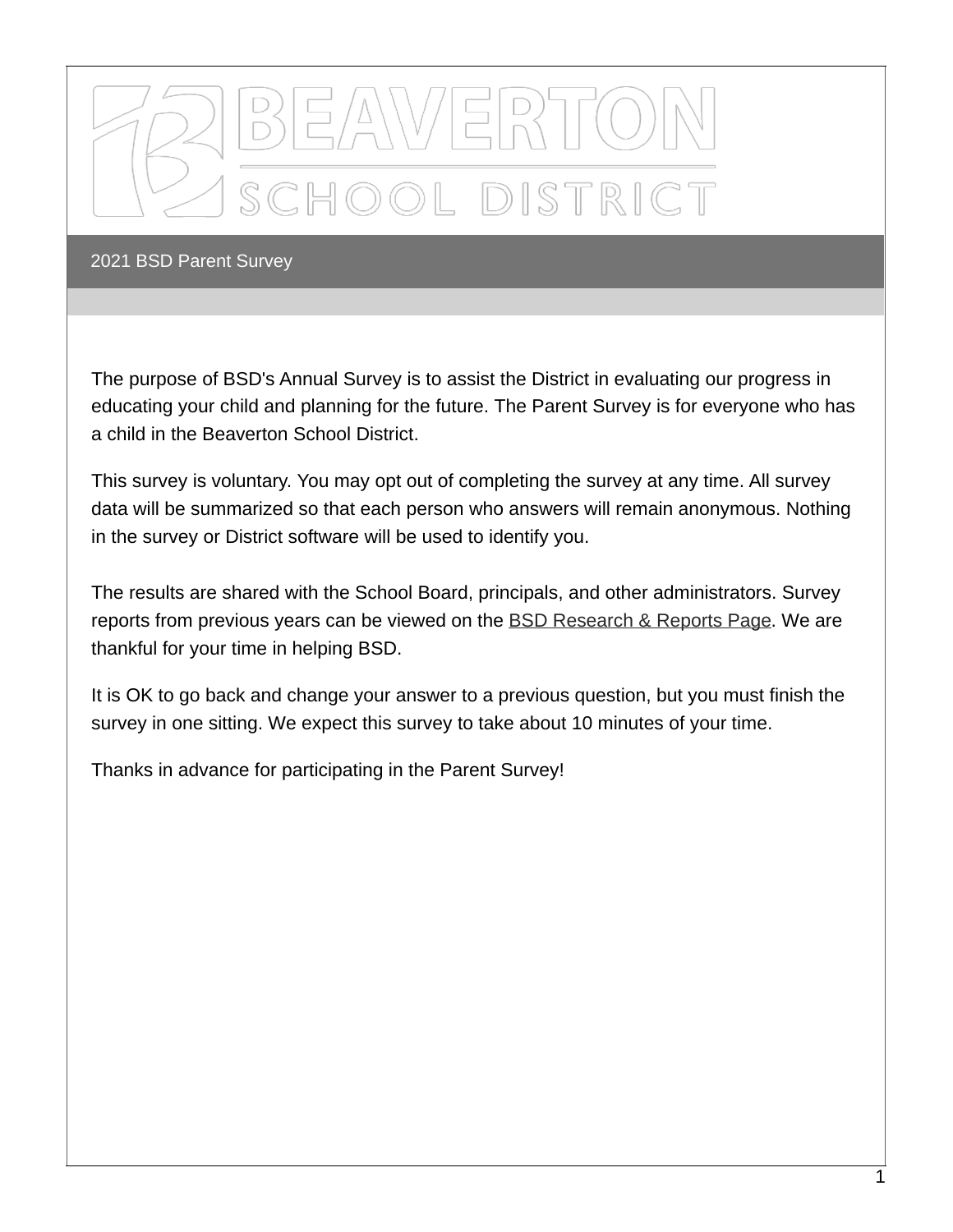# BEAVERTON SCHOOL DISTRICT

## 2021 BSD Parent Survey

The purpose of BSD's Annual Survey is to assist the District in evaluating our progress in educating your child and planning for the future. The Parent Survey is for everyone who has a child in the Beaverton School District.

This survey is voluntary. You may opt out of completing the survey at any time. All survey data will be summarized so that each person who answers will remain anonymous. Nothing in the survey or District software will be used to identify you.

The results are shared with the School Board, principals, and other administrators. Survey reports from previous years can be viewed on the BSD Research & Reports Page. We are thankful for your time in helping BSD.

It is OK to go back and change your answer to a previous question, but you must finish the survey in one sitting. We expect this survey to take about 10 minutes of your time.

Thanks in advance for participating in the Parent Survey!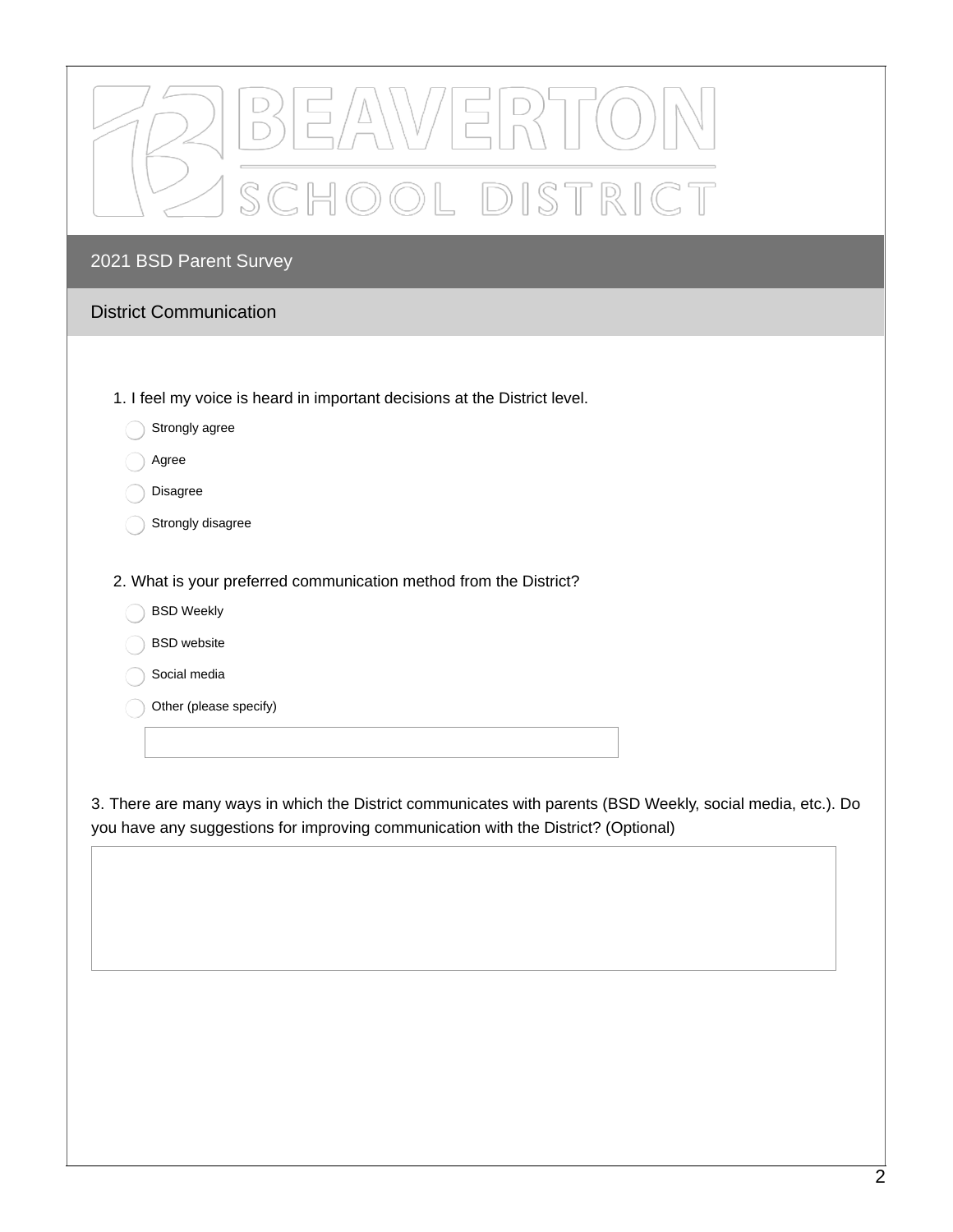# BEAVERTON SCHOOL DISTRICT

## 2021 BSD Parent Survey

### District Communication

1. I feel my voice is heard in important decisions at the District level.

- ◯ Strongly agree
- ◯ Agree
- ◯ Disagree
- ◯ Strongly disagree

2. What is your preferred communication method from the District?

- ◯ BSD Weekly
- ◯ BSD website
- ◯ Social media
- ◯ Other (please specify)

3. There are many ways in which the District communicates with parents (BSD Weekly, social media, etc.). Do you have any suggestions for improving communication with the District? (Optional)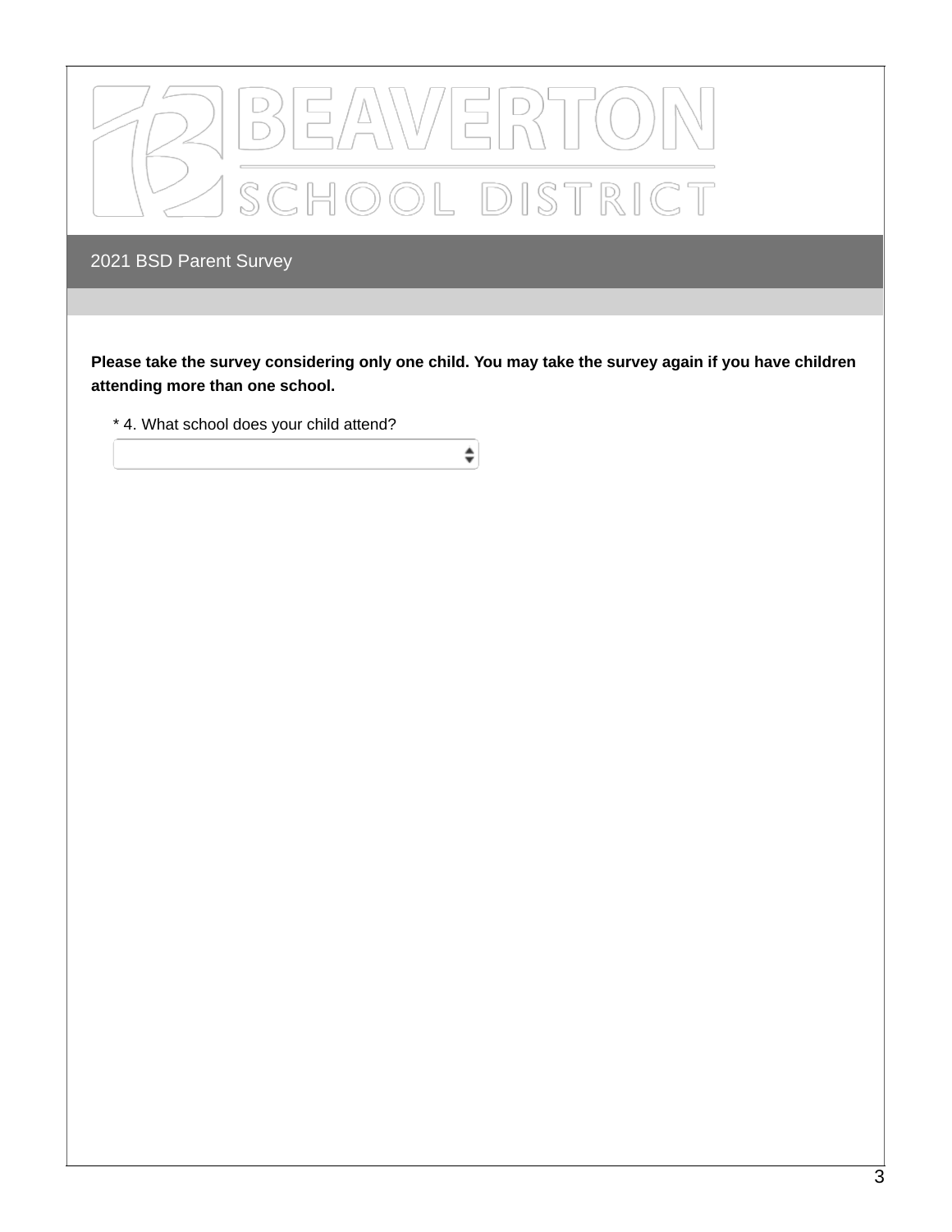BEAVERTON SCHOOL DISTRICT

## 2021 BSD Parent Survey

**Please take the survey considering only one child. You may take the survey again if you have children attending more than one school.**

* 4. What school does your child attend?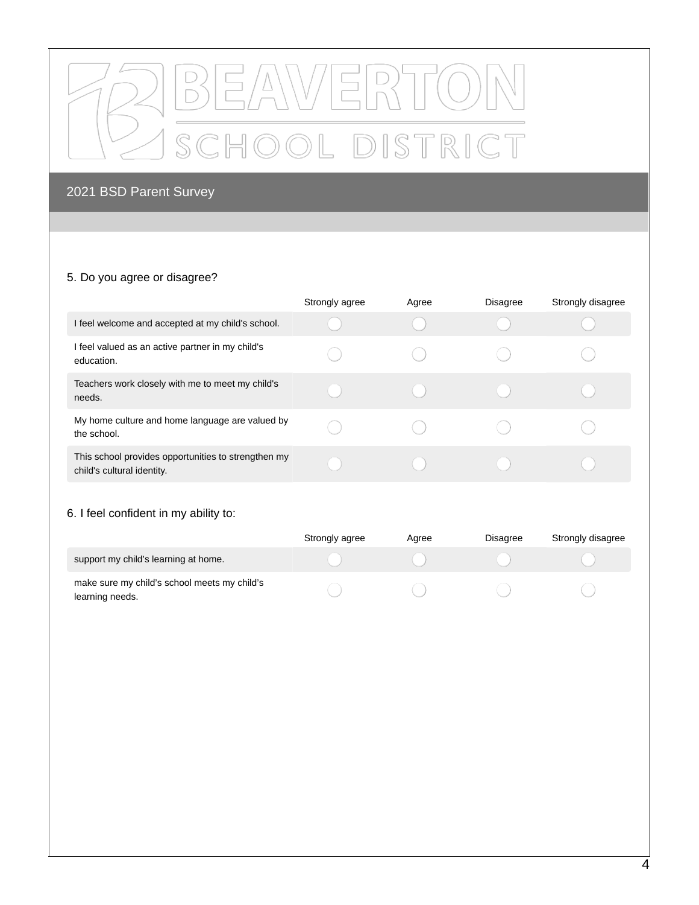# BEAVERTON SCHOOL DISTRICT

## 2021 BSD Parent Survey

5. Do you agree or disagree?

| | Strongly agree | Agree | Disagree | Strongly disagree |
|---|---|---|---|---|
| I feel welcome and accepted at my child's school. | ○ | ○ | ○ | ○ |
| I feel valued as an active partner in my child's education. | ○ | ○ | ○ | ○ |
| Teachers work closely with me to meet my child's needs. | ○ | ○ | ○ | ○ |
| My home culture and home language are valued by the school. | ○ | ○ | ○ | ○ |
| This school provides opportunities to strengthen my child's cultural identity. | ○ | ○ | ○ | ○ |

6. I feel confident in my ability to:

| | Strongly agree | Agree | Disagree | Strongly disagree |
|---|---|---|---|---|
| support my child's learning at home. | ○ | ○ | ○ | ○ |
| make sure my child's school meets my child's learning needs. | ○ | ○ | ○ | ○ |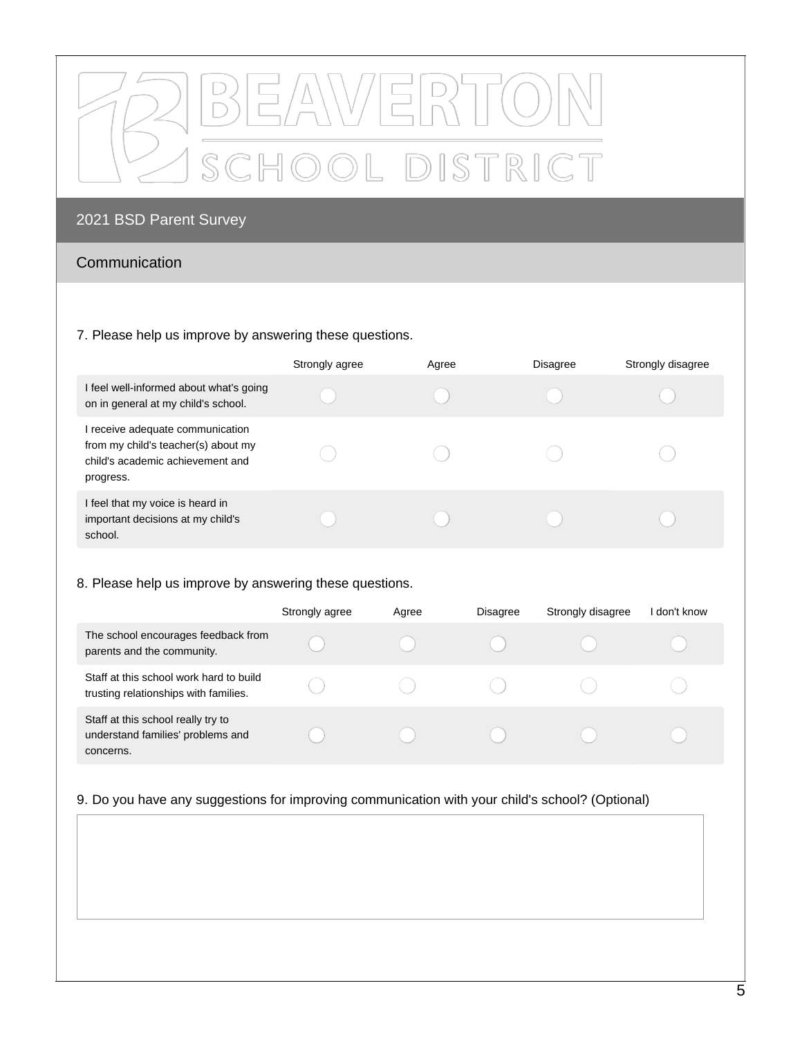BEAVERTON SCHOOL DISTRICT

## 2021 BSD Parent Survey

### Communication

7. Please help us improve by answering these questions.

| | Strongly agree | Agree | Disagree | Strongly disagree |
|---|---|---|---|---|
| I feel well-informed about what's going on in general at my child's school. | ◯ | ◯ | ◯ | ◯ |
| I receive adequate communication from my child's teacher(s) about my child's academic achievement and progress. | ◯ | ◯ | ◯ | ◯ |
| I feel that my voice is heard in important decisions at my child's school. | ◯ | ◯ | ◯ | ◯ |

8. Please help us improve by answering these questions.

| | Strongly agree | Agree | Disagree | Strongly disagree | I don't know |
|---|---|---|---|---|---|
| The school encourages feedback from parents and the community. | ◯ | ◯ | ◯ | ◯ | ◯ |
| Staff at this school work hard to build trusting relationships with families. | ◯ | ◯ | ◯ | ◯ | ◯ |
| Staff at this school really try to understand families' problems and concerns. | ◯ | ◯ | ◯ | ◯ | ◯ |

9. Do you have any suggestions for improving communication with your child's school? (Optional)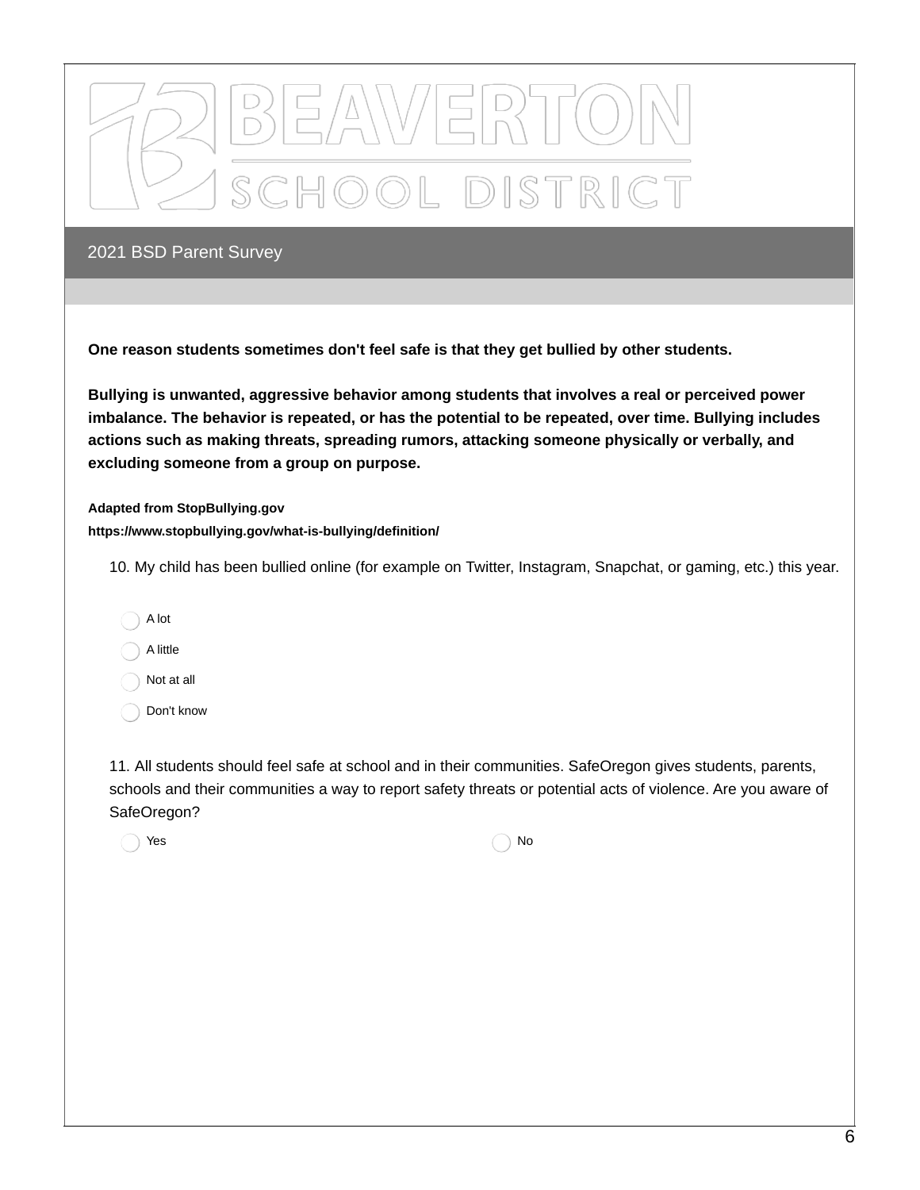BEAVERTON SCHOOL DISTRICT

## 2021 BSD Parent Survey

**One reason students sometimes don't feel safe is that they get bullied by other students.**

**Bullying is unwanted, aggressive behavior among students that involves a real or perceived power imbalance. The behavior is repeated, or has the potential to be repeated, over time. Bullying includes actions such as making threats, spreading rumors, attacking someone physically or verbally, and excluding someone from a group on purpose.**

**Adapted from StopBullying.gov**
**https://www.stopbullying.gov/what-is-bullying/definition/**

10. My child has been bullied online (for example on Twitter, Instagram, Snapchat, or gaming, etc.) this year.

- ◯ A lot
- ◯ A little
- ◯ Not at all
- ◯ Don't know

11. All students should feel safe at school and in their communities. SafeOregon gives students, parents, schools and their communities a way to report safety threats or potential acts of violence. Are you aware of SafeOregon?

- ◯ Yes
- ◯ No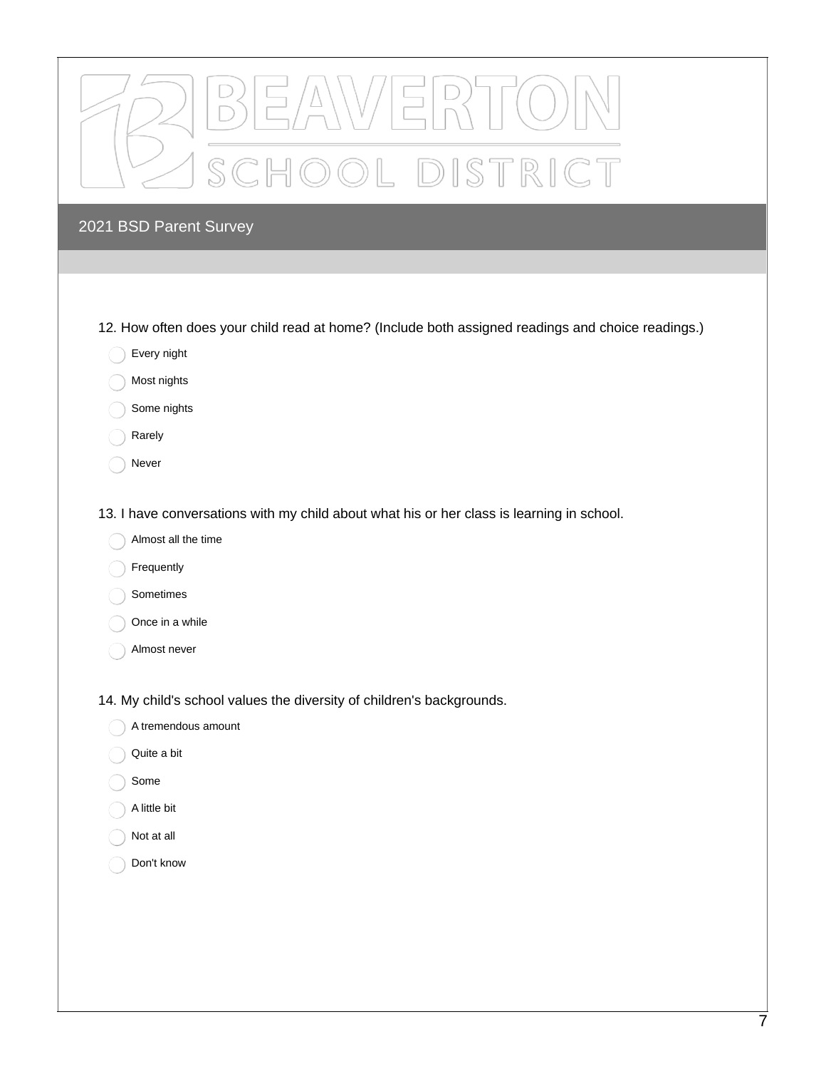# BEAVERTON SCHOOL DISTRICT

## 2021 BSD Parent Survey

12. How often does your child read at home? (Include both assigned readings and choice readings.)

- Every night
- Most nights
- Some nights
- Rarely
- Never

13. I have conversations with my child about what his or her class is learning in school.

- Almost all the time
- Frequently
- Sometimes
- Once in a while
- Almost never

14. My child's school values the diversity of children's backgrounds.

- A tremendous amount
- Quite a bit
- Some
- A little bit
- Not at all
- Don't know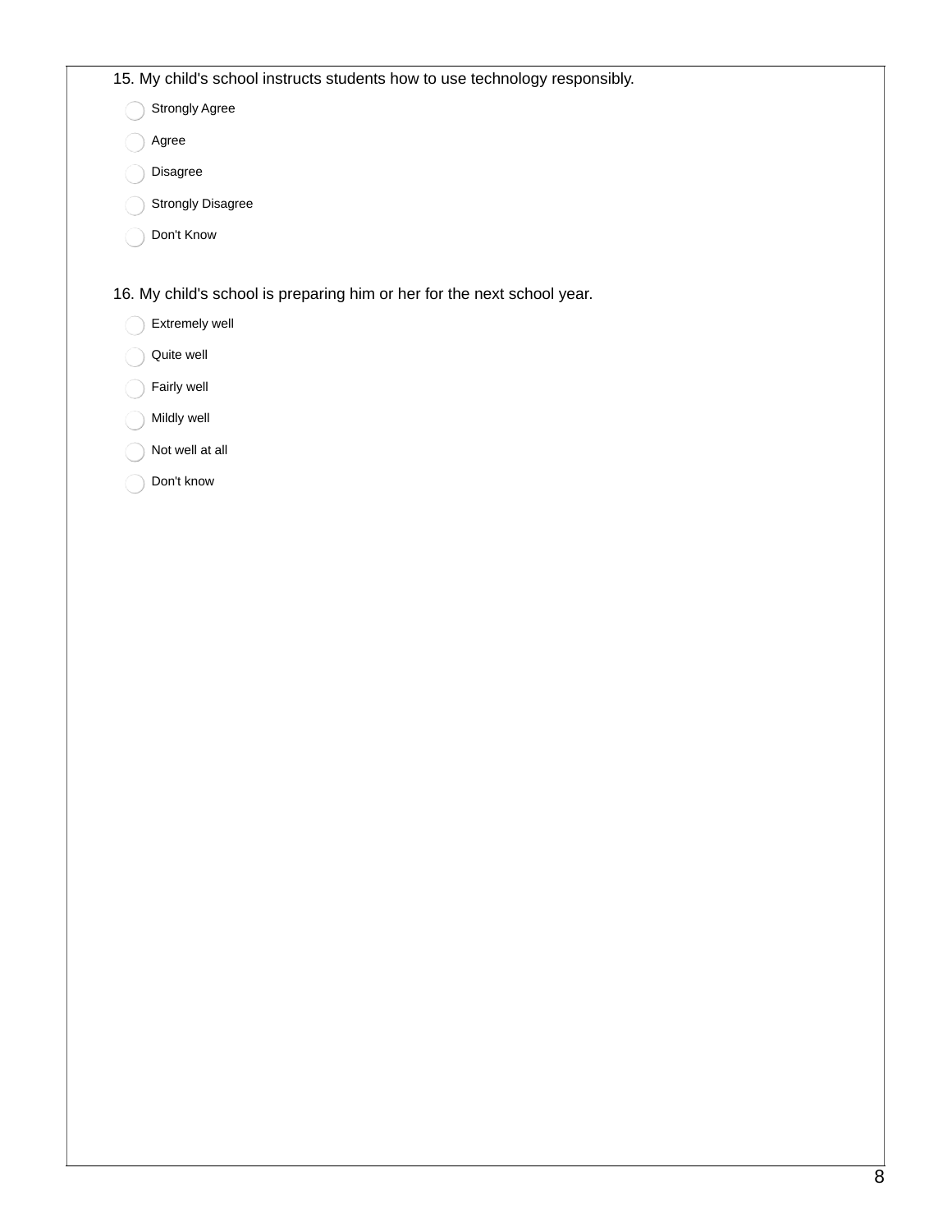15. My child's school instructs students how to use technology responsibly.

- Strongly Agree
- Agree
- Disagree
- Strongly Disagree
- Don't Know

16. My child's school is preparing him or her for the next school year.

- Extremely well
- Quite well
- Fairly well
- Mildly well
- Not well at all
- Don't know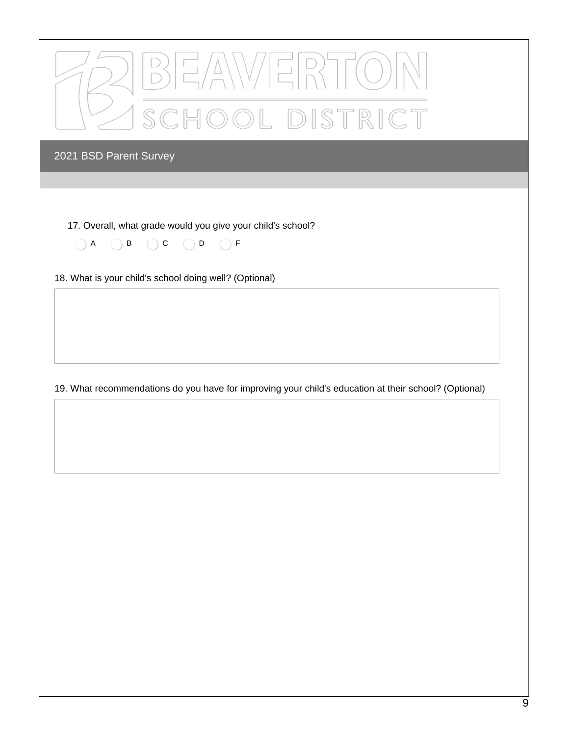BEAVERTON SCHOOL DISTRICT

## 2021 BSD Parent Survey

17. Overall, what grade would you give your child's school?

◯ A ◯ B ◯ C ◯ D ◯ F

18. What is your child's school doing well? (Optional)

19. What recommendations do you have for improving your child's education at their school? (Optional)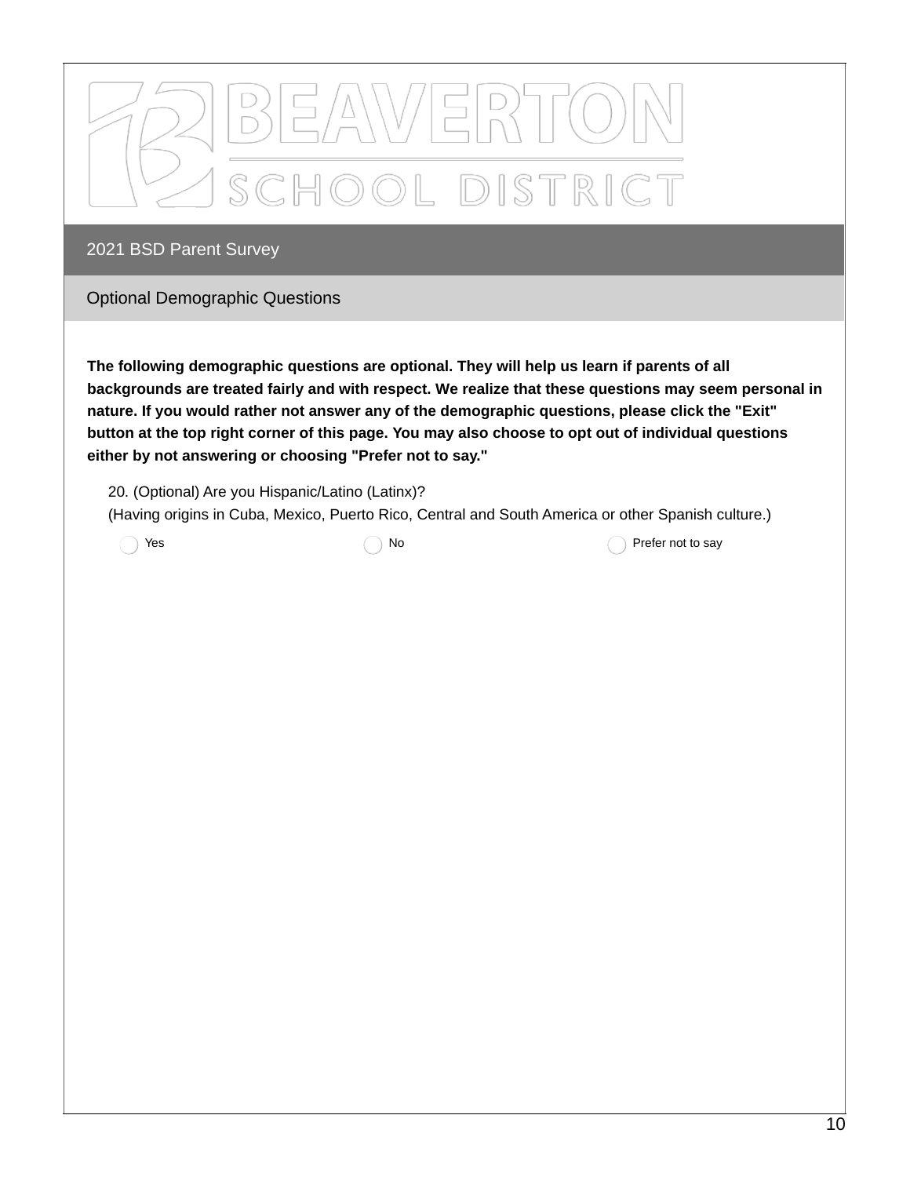BEAVERTON SCHOOL DISTRICT

# 2021 BSD Parent Survey

## Optional Demographic Questions

**The following demographic questions are optional. They will help us learn if parents of all backgrounds are treated fairly and with respect. We realize that these questions may seem personal in nature. If you would rather not answer any of the demographic questions, please click the "Exit" button at the top right corner of this page. You may also choose to opt out of individual questions either by not answering or choosing "Prefer not to say."**

20. (Optional) Are you Hispanic/Latino (Latinx)?
(Having origins in Cuba, Mexico, Puerto Rico, Central and South America or other Spanish culture.)

- Yes
- No
- Prefer not to say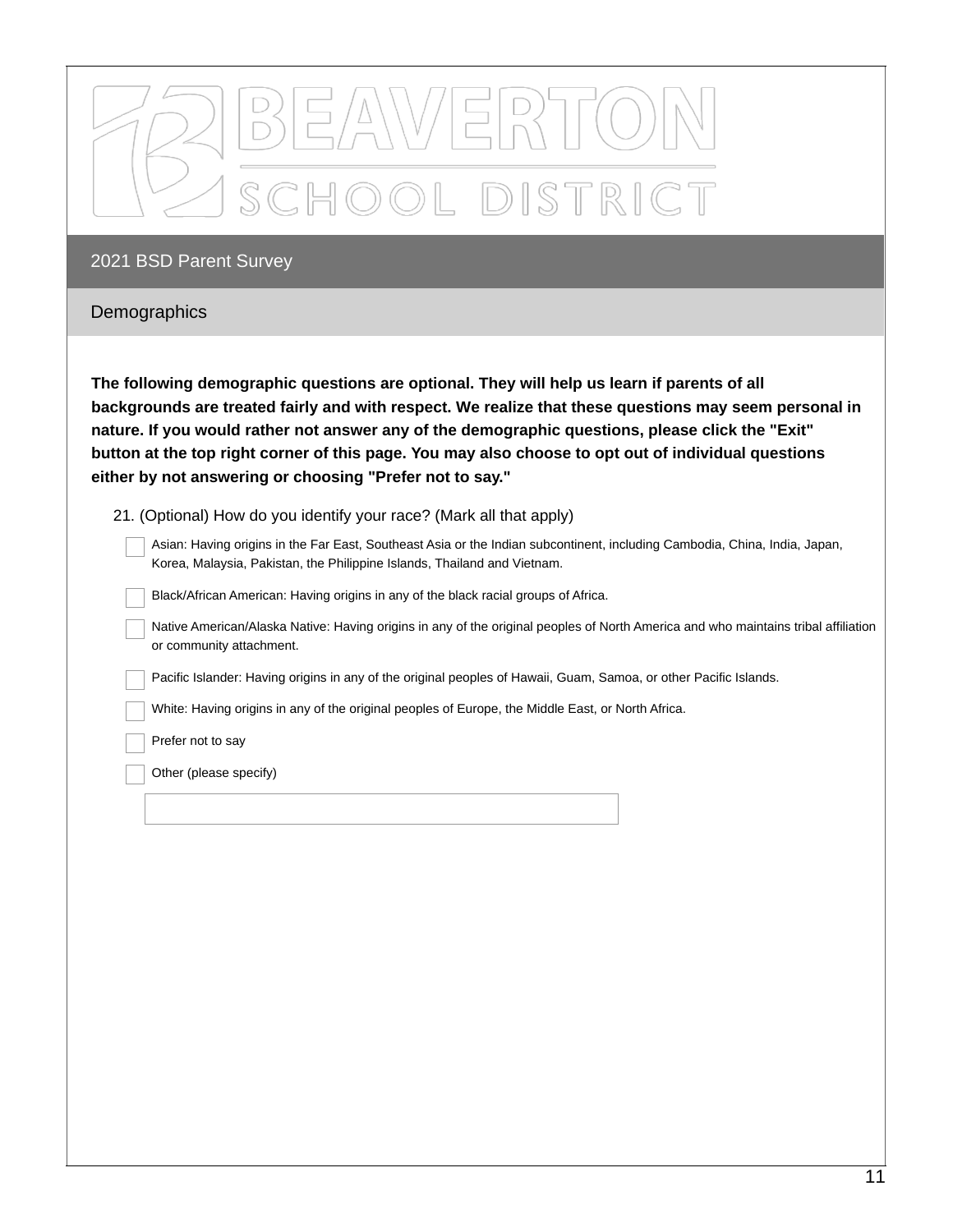# BEAVERTON SCHOOL DISTRICT

## 2021 BSD Parent Survey

### Demographics

**The following demographic questions are optional. They will help us learn if parents of all backgrounds are treated fairly and with respect. We realize that these questions may seem personal in nature. If you would rather not answer any of the demographic questions, please click the "Exit" button at the top right corner of this page. You may also choose to opt out of individual questions either by not answering or choosing "Prefer not to say."**

21. (Optional) How do you identify your race? (Mark all that apply)

- [ ] Asian: Having origins in the Far East, Southeast Asia or the Indian subcontinent, including Cambodia, China, India, Japan, Korea, Malaysia, Pakistan, the Philippine Islands, Thailand and Vietnam.
- [ ] Black/African American: Having origins in any of the black racial groups of Africa.
- [ ] Native American/Alaska Native: Having origins in any of the original peoples of North America and who maintains tribal affiliation or community attachment.
- [ ] Pacific Islander: Having origins in any of the original peoples of Hawaii, Guam, Samoa, or other Pacific Islands.
- [ ] White: Having origins in any of the original peoples of Europe, the Middle East, or North Africa.
- [ ] Prefer not to say
- [ ] Other (please specify)

______________________________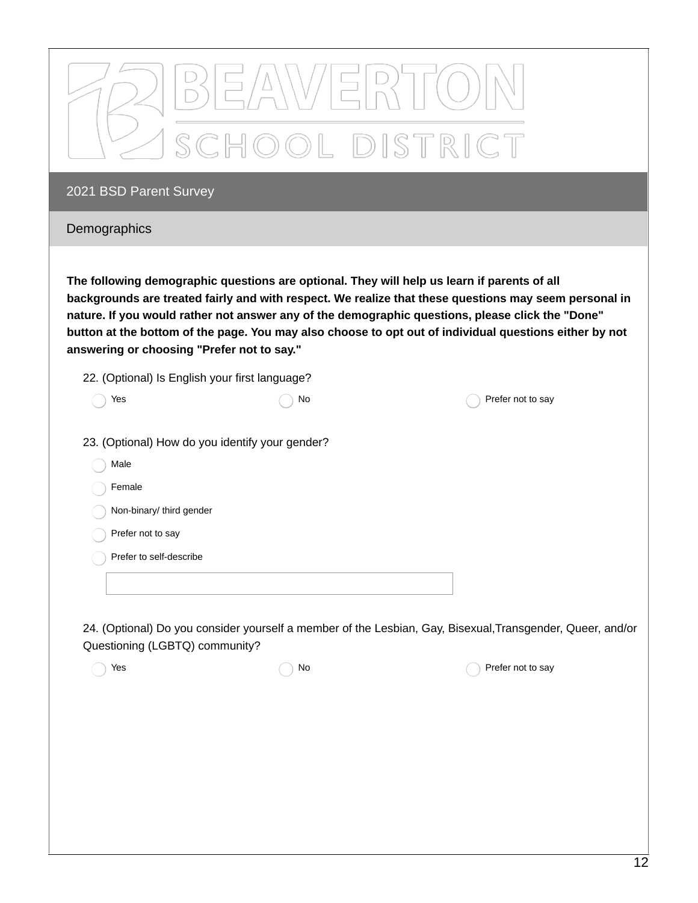BEAVERTON SCHOOL DISTRICT

## 2021 BSD Parent Survey

### Demographics

**The following demographic questions are optional. They will help us learn if parents of all backgrounds are treated fairly and with respect. We realize that these questions may seem personal in nature. If you would rather not answer any of the demographic questions, please click the "Done" button at the bottom of the page. You may also choose to opt out of individual questions either by not answering or choosing "Prefer not to say."**

22. (Optional) Is English your first language?

- Yes
- No
- Prefer not to say

23. (Optional) How do you identify your gender?

- Male
- Female
- Non-binary/ third gender
- Prefer not to say
- Prefer to self-describe

24. (Optional) Do you consider yourself a member of the Lesbian, Gay, Bisexual,Transgender, Queer, and/or Questioning (LGBTQ) community?

- Yes
- No
- Prefer not to say